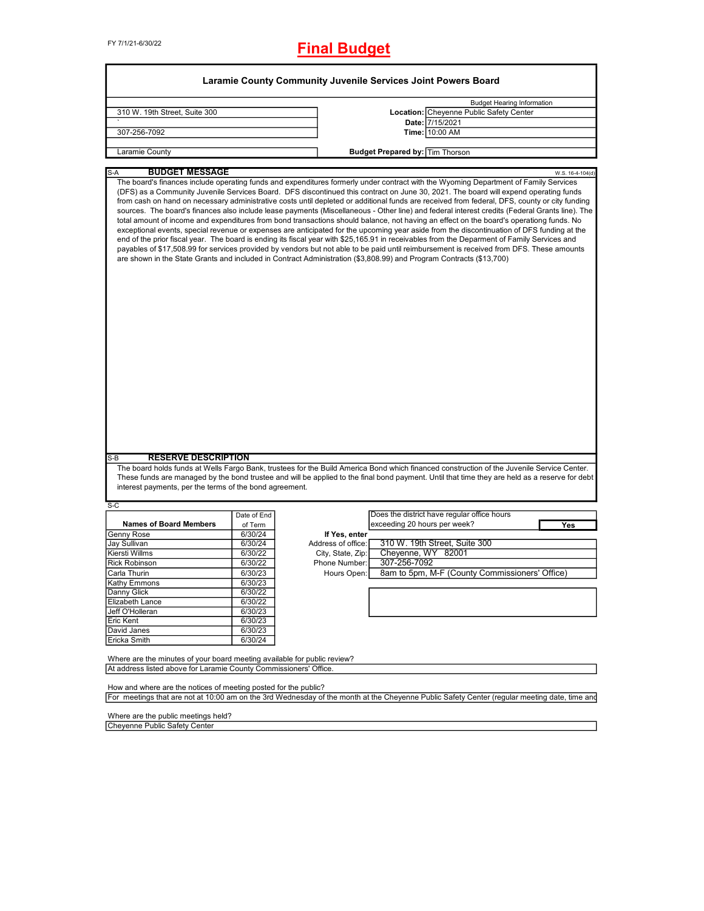FY 7/1/21-6/30/22

# Final Budget

## Laramie County Community Juvenile Services Joint Powers Board

| | | Budget Hearing Information |
|---|---|---|
| 310 W. 19th Street, Suite 300 | Location: | Cheyenne Public Safety Center |
| ` | Date: | 7/15/2021 |
| 307-256-7092 | Time: | 10:00 AM |
| Laramie County | Budget Prepared by: | Tim Thorson |

S-A **BUDGET MESSAGE** W.S. 16-4-104(d)

The board's finances include operating funds and expenditures formerly under contract with the Wyoming Department of Family Services (DFS) as a Community Juvenile Services Board. DFS discontinued this contract on June 30, 2021. The board will expend operating funds from cash on hand on necessary administrative costs until depleted or additional funds are received from federal, DFS, county or city funding sources. The board's finances also include lease payments (Miscellaneous - Other line) and federal interest credits (Federal Grants line). The total amount of income and expenditures from bond transactions should balance, not having an effect on the board's operationg funds. No exceptional events, special revenue or expenses are anticipated for the upcoming year aside from the discontinuation of DFS funding at the end of the prior fiscal year. The board is ending its fiscal year with $25,165.91 in receivables from the Deparment of Family Services and payables of $17,508.99 for services provided by vendors but not able to be paid until reimbursement is received from DFS. These amounts are shown in the State Grants and included in Contract Administration ($3,808.99) and Program Contracts ($13,700)

S-B **RESERVE DESCRIPTION**

The board holds funds at Wells Fargo Bank, trustees for the Build America Bond which financed construction of the Juvenile Service Center. These funds are managed by the bond trustee and will be applied to the final bond payment. Until that time they are held as a reserve for debt interest payments, per the terms of the bond agreement.

S-C

| Names of Board Members | Date of End of Term |
|---|---|
| Genny Rose | 6/30/24 |
| Jay Sullivan | 6/30/24 |
| Kiersti Willms | 6/30/22 |
| Rick Robinson | 6/30/22 |
| Carla Thurin | 6/30/23 |
| Kathy Emmons | 6/30/23 |
| Danny Glick | 6/30/22 |
| Elizabeth Lance | 6/30/22 |
| Jeff O'Holleran | 6/30/23 |
| Eric Kent | 6/30/23 |
| David Janes | 6/30/23 |
| Ericka Smith | 6/30/24 |

Does the district have regular office hours exceeding 20 hours per week? **Yes**

| If Yes, enter | |
|---|---|
| Address of office: | 310 W. 19th Street, Suite 300 |
| City, State, Zip: | Cheyenne, WY 82001 |
| Phone Number: | 307-256-7092 |
| Hours Open: | 8am to 5pm, M-F (County Commissioners' Office) |

Where are the minutes of your board meeting available for public review?

At address listed above for Laramie County Commissioners' Office.

How and where are the notices of meeting posted for the public?

For meetings that are not at 10:00 am on the 3rd Wednesday of the month at the Cheyenne Public Safety Center (regular meeting date, time and

Where are the public meetings held?

Cheyenne Public Safety Center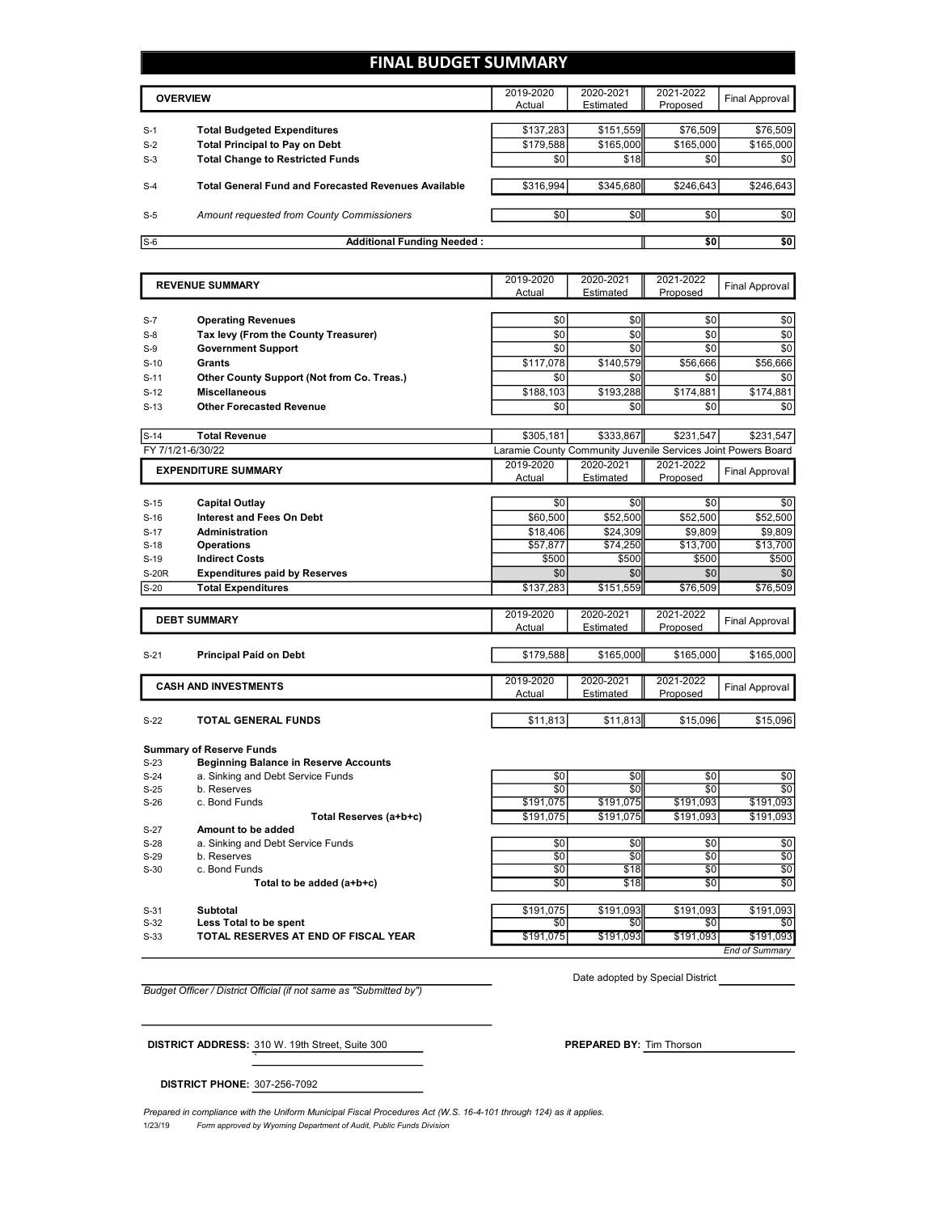# FINAL BUDGET SUMMARY

| | OVERVIEW | 2019-2020 Actual | 2020-2021 Estimated | 2021-2022 Proposed | Final Approval |
|---|---|---|---|---|---|
| S-1 | **Total Budgeted Expenditures** | $137,283 | $151,559 | $76,509 | $76,509 |
| S-2 | **Total Principal to Pay on Debt** | $179,588 | $165,000 | $165,000 | $165,000 |
| S-3 | **Total Change to Restricted Funds** | $0 | $18 | $0 | $0 |
| S-4 | **Total General Fund and Forecasted Revenues Available** | $316,994 | $345,680 | $246,643 | $246,643 |
| S-5 | *Amount requested from County Commissioners* | $0 | $0 | $0 | $0 |
| S-6 | **Additional Funding Needed :** | | | **$0** | **$0** |

| | REVENUE SUMMARY | 2019-2020 Actual | 2020-2021 Estimated | 2021-2022 Proposed | Final Approval |
|---|---|---|---|---|---|
| S-7 | **Operating Revenues** | $0 | $0 | $0 | $0 |
| S-8 | **Tax levy (From the County Treasurer)** | $0 | $0 | $0 | $0 |
| S-9 | **Government Support** | $0 | $0 | $0 | $0 |
| S-10 | **Grants** | $117,078 | $140,579 | $56,666 | $56,666 |
| S-11 | **Other County Support (Not from Co. Treas.)** | $0 | $0 | $0 | $0 |
| S-12 | **Miscellaneous** | $188,103 | $193,288 | $174,881 | $174,881 |
| S-13 | **Other Forecasted Revenue** | $0 | $0 | $0 | $0 |
| S-14 | **Total Revenue** | $305,181 | $333,867 | $231,547 | $231,547 |

FY 7/1/21-6/30/22 — Laramie County Community Juvenile Services Joint Powers Board

| | EXPENDITURE SUMMARY | 2019-2020 Actual | 2020-2021 Estimated | 2021-2022 Proposed | Final Approval |
|---|---|---|---|---|---|
| S-15 | **Capital Outlay** | $0 | $0 | $0 | $0 |
| S-16 | **Interest and Fees On Debt** | $60,500 | $52,500 | $52,500 | $52,500 |
| S-17 | **Administration** | $18,406 | $24,309 | $9,809 | $9,809 |
| S-18 | **Operations** | $57,877 | $74,250 | $13,700 | $13,700 |
| S-19 | **Indirect Costs** | $500 | $500 | $500 | $500 |
| S-20R | **Expenditures paid by Reserves** | $0 | $0 | $0 | $0 |
| S-20 | **Total Expenditures** | $137,283 | $151,559 | $76,509 | $76,509 |

| | DEBT SUMMARY | 2019-2020 Actual | 2020-2021 Estimated | 2021-2022 Proposed | Final Approval |
|---|---|---|---|---|---|
| S-21 | **Principal Paid on Debt** | $179,588 | $165,000 | $165,000 | $165,000 |

| | CASH AND INVESTMENTS | 2019-2020 Actual | 2020-2021 Estimated | 2021-2022 Proposed | Final Approval |
|---|---|---|---|---|---|
| S-22 | **TOTAL GENERAL FUNDS** | $11,813 | $11,813 | $15,096 | $15,096 |
| | **Summary of Reserve Funds** | | | | |
| S-23 | **Beginning Balance in Reserve Accounts** | | | | |
| S-24 | a. Sinking and Debt Service Funds | $0 | $0 | $0 | $0 |
| S-25 | b. Reserves | $0 | $0 | $0 | $0 |
| S-26 | c. Bond Funds | $191,075 | $191,075 | $191,093 | $191,093 |
| | **Total Reserves (a+b+c)** | $191,075 | $191,075 | $191,093 | $191,093 |
| S-27 | **Amount to be added** | | | | |
| S-28 | a. Sinking and Debt Service Funds | $0 | $0 | $0 | $0 |
| S-29 | b. Reserves | $0 | $0 | $0 | $0 |
| S-30 | c. Bond Funds | $0 | $18 | $0 | $0 |
| | **Total to be added (a+b+c)** | $0 | $18 | $0 | $0 |
| S-31 | **Subtotal** | $191,075 | $191,093 | $191,093 | $191,093 |
| S-32 | **Less Total to be spent** | $0 | $0 | $0 | $0 |
| S-33 | **TOTAL RESERVES AT END OF FISCAL YEAR** | $191,075 | $191,093 | $191,093 | $191,093 |

*End of Summary*

Date adopted by Special District ____________

*Budget Officer / District Official (if not same as "Submitted by")*

**DISTRICT ADDRESS:** 310 W. 19th Street, Suite 300

**PREPARED BY:** Tim Thorson

**DISTRICT PHONE:** 307-256-7092

*Prepared in compliance with the Uniform Municipal Fiscal Procedures Act (W.S. 16-4-101 through 124) as it applies.*

1/23/19 *Form approved by Wyoming Department of Audit, Public Funds Division*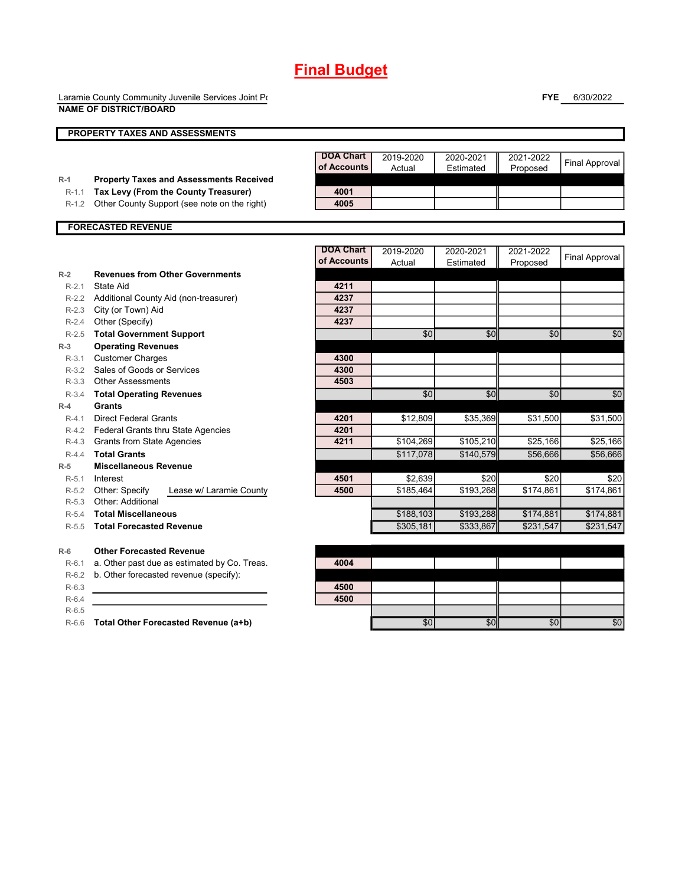# Final Budget

Laramie County Community Juvenile Services Joint Pc
**NAME OF DISTRICT/BOARD**

**FYE** 6/30/2022

## PROPERTY TAXES AND ASSESSMENTS

| | | DOA Chart of Accounts | 2019-2020 Actual | 2020-2021 Estimated | 2021-2022 Proposed | Final Approval |
|---|---|---|---|---|---|---|
| R-1 | **Property Taxes and Assessments Received** | | | | | |
| R-1.1 | **Tax Levy (From the County Treasurer)** | 4001 | | | | |
| R-1.2 | Other County Support (see note on the right) | 4005 | | | | |

## FORECASTED REVENUE

| | | DOA Chart of Accounts | 2019-2020 Actual | 2020-2021 Estimated | 2021-2022 Proposed | Final Approval |
|---|---|---|---|---|---|---|
| R-2 | **Revenues from Other Governments** | | | | | |
| R-2.1 | State Aid | 4211 | | | | |
| R-2.2 | Additional County Aid (non-treasurer) | 4237 | | | | |
| R-2.3 | City (or Town) Aid | 4237 | | | | |
| R-2.4 | Other (Specify) | 4237 | | | | |
| R-2.5 | **Total Government Support** | | $0 | $0 | $0 | $0 |
| R-3 | **Operating Revenues** | | | | | |
| R-3.1 | Customer Charges | 4300 | | | | |
| R-3.2 | Sales of Goods or Services | 4300 | | | | |
| R-3.3 | Other Assessments | 4503 | | | | |
| R-3.4 | **Total Operating Revenues** | | $0 | $0 | $0 | $0 |
| R-4 | **Grants** | | | | | |
| R-4.1 | Direct Federal Grants | 4201 | $12,809 | $35,369 | $31,500 | $31,500 |
| R-4.2 | Federal Grants thru State Agencies | 4201 | | | | |
| R-4.3 | Grants from State Agencies | 4211 | $104,269 | $105,210 | $25,166 | $25,166 |
| R-4.4 | **Total Grants** | | $117,078 | $140,579 | $56,666 | $56,666 |
| R-5 | **Miscellaneous Revenue** | | | | | |
| R-5.1 | Interest | 4501 | $2,639 | $20 | $20 | $20 |
| R-5.2 | Other: Specify Lease w/ Laramie County | 4500 | $185,464 | $193,268 | $174,861 | $174,861 |
| R-5.3 | Other: Additional | | | | | |
| R-5.4 | **Total Miscellaneous** | | $188,103 | $193,288 | $174,881 | $174,881 |
| R-5.5 | **Total Forecasted Revenue** | | $305,181 | $333,867 | $231,547 | $231,547 |
| R-6 | **Other Forecasted Revenue** | | | | | |
| R-6.1 | a. Other past due as estimated by Co. Treas. | 4004 | | | | |
| R-6.2 | b. Other forecasted revenue (specify): | | | | | |
| R-6.3 | | 4500 | | | | |
| R-6.4 | | 4500 | | | | |
| R-6.5 | | | | | | |
| R-6.6 | **Total Other Forecasted Revenue (a+b)** | | $0 | $0 | $0 | $0 |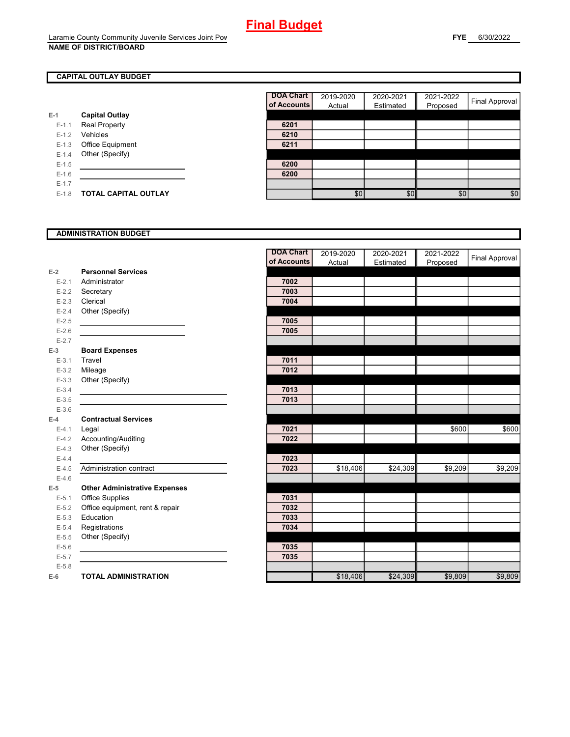# Final Budget

Laramie County Community Juvenile Services Joint Pow
**NAME OF DISTRICT/BOARD**

**FYE** 6/30/2022

## CAPITAL OUTLAY BUDGET

| | | DOA Chart of Accounts | 2019-2020 Actual | 2020-2021 Estimated | 2021-2022 Proposed | Final Approval |
|---|---|---|---|---|---|---|
| E-1 | **Capital Outlay** | | | | | |
| E-1.1 | Real Property | 6201 | | | | |
| E-1.2 | Vehicles | 6210 | | | | |
| E-1.3 | Office Equipment | 6211 | | | | |
| E-1.4 | Other (Specify) | | | | | |
| E-1.5 | | 6200 | | | | |
| E-1.6 | | 6200 | | | | |
| E-1.7 | | | | | | |
| E-1.8 | **TOTAL CAPITAL OUTLAY** | | $0 | $0 | $0 | $0 |

## ADMINISTRATION BUDGET

| | | DOA Chart of Accounts | 2019-2020 Actual | 2020-2021 Estimated | 2021-2022 Proposed | Final Approval |
|---|---|---|---|---|---|---|
| E-2 | **Personnel Services** | | | | | |
| E-2.1 | Administrator | 7002 | | | | |
| E-2.2 | Secretary | 7003 | | | | |
| E-2.3 | Clerical | 7004 | | | | |
| E-2.4 | Other (Specify) | | | | | |
| E-2.5 | | 7005 | | | | |
| E-2.6 | | 7005 | | | | |
| E-2.7 | | | | | | |
| E-3 | **Board Expenses** | | | | | |
| E-3.1 | Travel | 7011 | | | | |
| E-3.2 | Mileage | 7012 | | | | |
| E-3.3 | Other (Specify) | | | | | |
| E-3.4 | | 7013 | | | | |
| E-3.5 | | 7013 | | | | |
| E-3.6 | | | | | | |
| E-4 | **Contractual Services** | | | | | |
| E-4.1 | Legal | 7021 | | | $600 | $600 |
| E-4.2 | Accounting/Auditing | 7022 | | | | |
| E-4.3 | Other (Specify) | | | | | |
| E-4.4 | | 7023 | | | | |
| E-4.5 | Administration contract | 7023 | $18,406 | $24,309 | $9,209 | $9,209 |
| E-4.6 | | | | | | |
| E-5 | **Other Administrative Expenses** | | | | | |
| E-5.1 | Office Supplies | 7031 | | | | |
| E-5.2 | Office equipment, rent & repair | 7032 | | | | |
| E-5.3 | Education | 7033 | | | | |
| E-5.4 | Registrations | 7034 | | | | |
| E-5.5 | Other (Specify) | | | | | |
| E-5.6 | | 7035 | | | | |
| E-5.7 | | 7035 | | | | |
| E-5.8 | | | | | | |
| E-6 | **TOTAL ADMINISTRATION** | | $18,406 | $24,309 | $9,809 | $9,809 |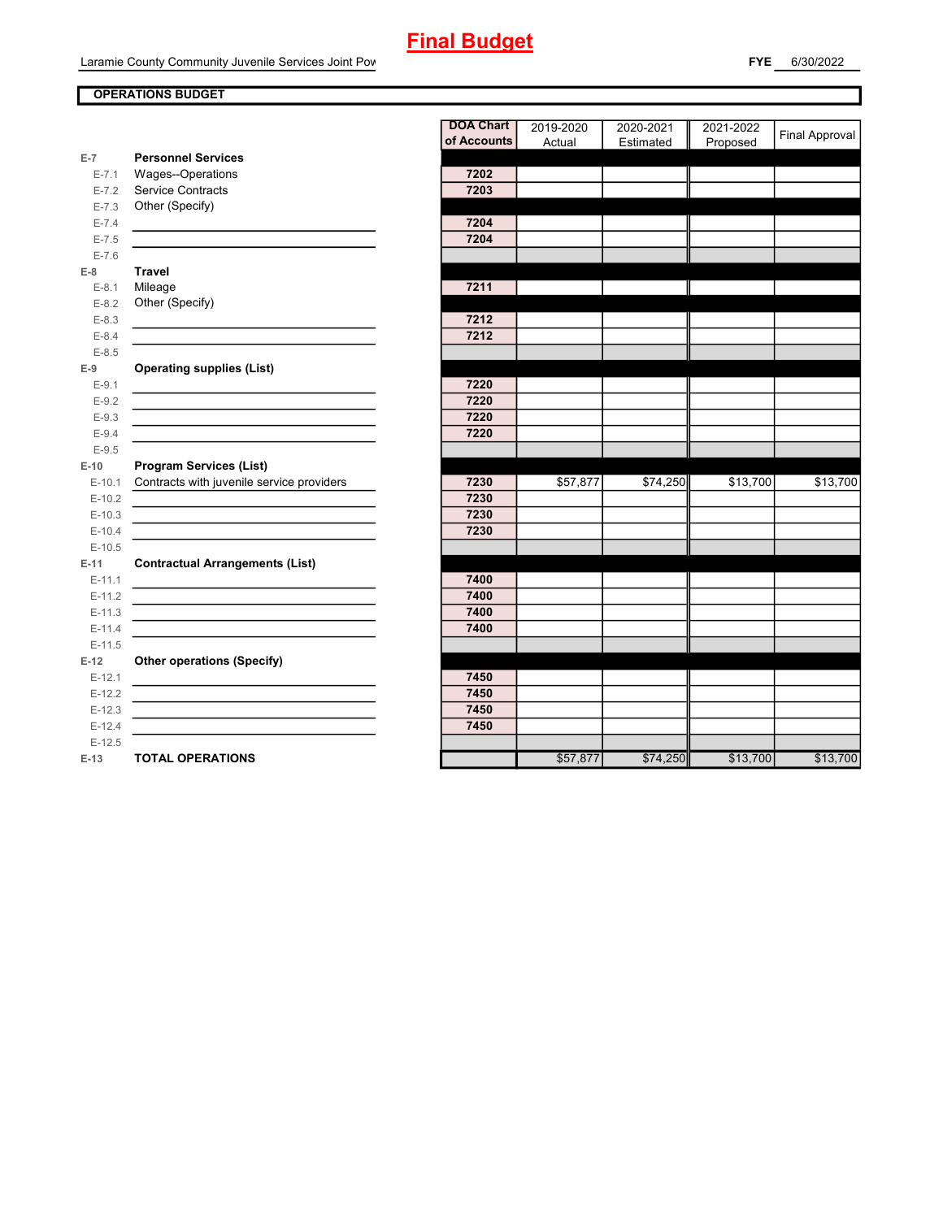# Final Budget

Laramie County Community Juvenile Services Joint Pow

**FYE** 6/30/2022

**OPERATIONS BUDGET**

| | | DOA Chart of Accounts | 2019-2020 Actual | 2020-2021 Estimated | 2021-2022 Proposed | Final Approval |
|---|---|---|---|---|---|---|
| **E-7** | **Personnel Services** | | | | | |
| E-7.1 | Wages--Operations | 7202 | | | | |
| E-7.2 | Service Contracts | 7203 | | | | |
| E-7.3 | Other (Specify) | | | | | |
| E-7.4 | | 7204 | | | | |
| E-7.5 | | 7204 | | | | |
| E-7.6 | | | | | | |
| **E-8** | **Travel** | | | | | |
| E-8.1 | Mileage | 7211 | | | | |
| E-8.2 | Other (Specify) | | | | | |
| E-8.3 | | 7212 | | | | |
| E-8.4 | | 7212 | | | | |
| E-8.5 | | | | | | |
| **E-9** | **Operating supplies (List)** | | | | | |
| E-9.1 | | 7220 | | | | |
| E-9.2 | | 7220 | | | | |
| E-9.3 | | 7220 | | | | |
| E-9.4 | | 7220 | | | | |
| E-9.5 | | | | | | |
| **E-10** | **Program Services (List)** | | | | | |
| E-10.1 | Contracts with juvenile service providers | 7230 | $57,877 | $74,250 | $13,700 | $13,700 |
| E-10.2 | | 7230 | | | | |
| E-10.3 | | 7230 | | | | |
| E-10.4 | | 7230 | | | | |
| E-10.5 | | | | | | |
| **E-11** | **Contractual Arrangements (List)** | | | | | |
| E-11.1 | | 7400 | | | | |
| E-11.2 | | 7400 | | | | |
| E-11.3 | | 7400 | | | | |
| E-11.4 | | 7400 | | | | |
| E-11.5 | | | | | | |
| **E-12** | **Other operations (Specify)** | | | | | |
| E-12.1 | | 7450 | | | | |
| E-12.2 | | 7450 | | | | |
| E-12.3 | | 7450 | | | | |
| E-12.4 | | 7450 | | | | |
| E-12.5 | | | | | | |
| **E-13** | **TOTAL OPERATIONS** | | $57,877 | $74,250 | $13,700 | $13,700 |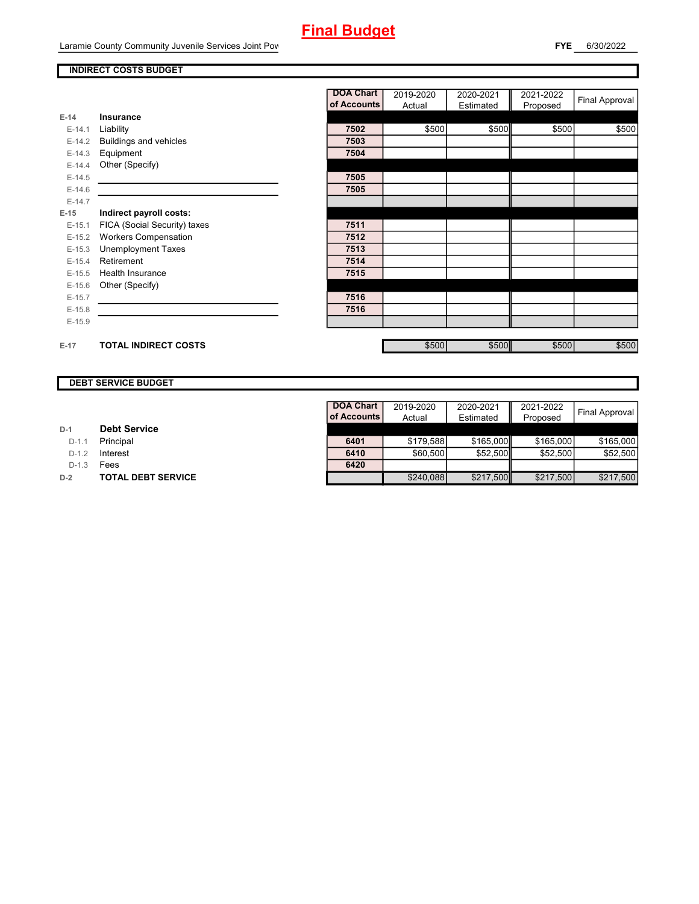# Final Budget

Laramie County Community Juvenile Services Joint Pow

**FYE** 6/30/2022

## INDIRECT COSTS BUDGET

| | | DOA Chart of Accounts | 2019-2020 Actual | 2020-2021 Estimated | 2021-2022 Proposed | Final Approval |
|---|---|---|---|---|---|---|
| E-14 | **Insurance** | | | | | |
| E-14.1 | Liability | 7502 | $500 | $500 | $500 | $500 |
| E-14.2 | Buildings and vehicles | 7503 | | | | |
| E-14.3 | Equipment | 7504 | | | | |
| E-14.4 | Other (Specify) | | | | | |
| E-14.5 | | 7505 | | | | |
| E-14.6 | | 7505 | | | | |
| E-14.7 | | | | | | |
| E-15 | **Indirect payroll costs:** | | | | | |
| E-15.1 | FICA (Social Security) taxes | 7511 | | | | |
| E-15.2 | Workers Compensation | 7512 | | | | |
| E-15.3 | Unemployment Taxes | 7513 | | | | |
| E-15.4 | Retirement | 7514 | | | | |
| E-15.5 | Health Insurance | 7515 | | | | |
| E-15.6 | Other (Specify) | | | | | |
| E-15.7 | | 7516 | | | | |
| E-15.8 | | 7516 | | | | |
| E-15.9 | | | | | | |
| E-17 | **TOTAL INDIRECT COSTS** | | $500 | $500 | $500 | $500 |

## DEBT SERVICE BUDGET

| | | DOA Chart of Accounts | 2019-2020 Actual | 2020-2021 Estimated | 2021-2022 Proposed | Final Approval |
|---|---|---|---|---|---|---|
| D-1 | **Debt Service** | | | | | |
| D-1.1 | Principal | 6401 | $179,588 | $165,000 | $165,000 | $165,000 |
| D-1.2 | Interest | 6410 | $60,500 | $52,500 | $52,500 | $52,500 |
| D-1.3 | Fees | 6420 | | | | |
| D-2 | **TOTAL DEBT SERVICE** | | $240,088 | $217,500 | $217,500 | $217,500 |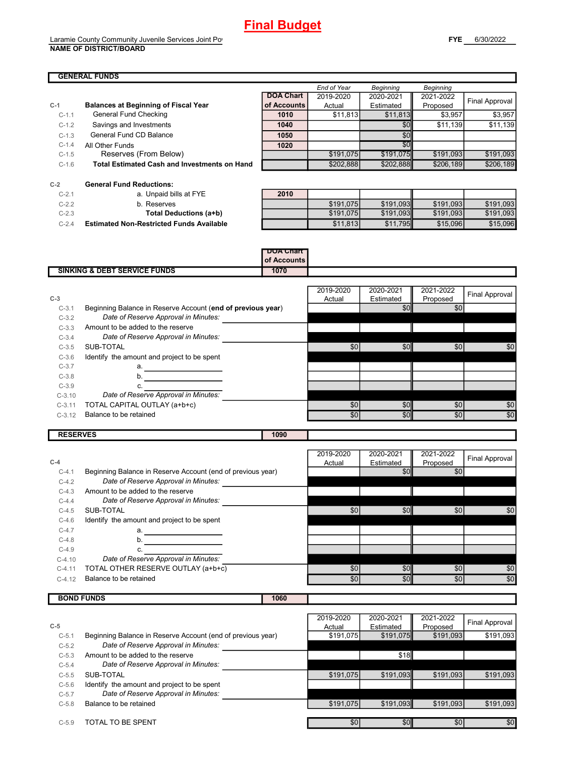# Final Budget

Laramie County Community Juvenile Services Joint Po

**NAME OF DISTRICT/BOARD**

**FYE** 6/30/2022

## GENERAL FUNDS

| | | DOA Chart of Accounts | *End of Year* 2019-2020 Actual | *Beginning* 2020-2021 Estimated | *Beginning* 2021-2022 Proposed | Final Approval |
|---|---|---|---|---|---|---|
| C-1 | **Balances at Beginning of Fiscal Year** | | | | | |
| C-1.1 | General Fund Checking | 1010 | $11,813 | $11,813 | $3,957 | $3,957 |
| C-1.2 | Savings and Investments | 1040 | | $0 | $11,139 | $11,139 |
| C-1.3 | General Fund CD Balance | 1050 | | $0 | | |
| C-1.4 | All Other Funds | 1020 | | $0 | | |
| C-1.5 | Reserves (From Below) | | $191,075 | $191,075 | $191,093 | $191,093 |
| C-1.6 | **Total Estimated Cash and Investments on Hand** | | $202,888 | $202,888 | $206,189 | $206,189 |
| C-2 | **General Fund Reductions:** | | | | | |
| C-2.1 | a. Unpaid bills at FYE | 2010 | | | | |
| C-2.2 | b. Reserves | | $191,075 | $191,093 | $191,093 | $191,093 |
| C-2.3 | **Total Deductions (a+b)** | | $191,075 | $191,093 | $191,093 | $191,093 |
| C-2.4 | **Estimated Non-Restricted Funds Available** | | $11,813 | $11,795 | $15,096 | $15,096 |

## SINKING & DEBT SERVICE FUNDS

DOA Chart of Accounts: 1070

| C-3 | | 2019-2020 Actual | 2020-2021 Estimated | 2021-2022 Proposed | Final Approval |
|---|---|---|---|---|---|
| C-3.1 | Beginning Balance in Reserve Account (**end of previous year**) | | $0 | $0 | |
| C-3.2 | *Date of Reserve Approval in Minutes:* | | | | |
| C-3.3 | Amount to be added to the reserve | | | | |
| C-3.4 | *Date of Reserve Approval in Minutes:* | | | | |
| C-3.5 | SUB-TOTAL | $0 | $0 | $0 | $0 |
| C-3.6 | Identify the amount and project to be spent | | | | |
| C-3.7 | a. | | | | |
| C-3.8 | b. | | | | |
| C-3.9 | c. | | | | |
| C-3.10 | *Date of Reserve Approval in Minutes:* | | | | |
| C-3.11 | TOTAL CAPITAL OUTLAY (a+b+c) | $0 | $0 | $0 | $0 |
| C-3.12 | Balance to be retained | $0 | $0 | $0 | $0 |

## RESERVES

1090

| C-4 | | 2019-2020 Actual | 2020-2021 Estimated | 2021-2022 Proposed | Final Approval |
|---|---|---|---|---|---|
| C-4.1 | Beginning Balance in Reserve Account (end of previous year) | | $0 | $0 | |
| C-4.2 | *Date of Reserve Approval in Minutes:* | | | | |
| C-4.3 | Amount to be added to the reserve | | | | |
| C-4.4 | *Date of Reserve Approval in Minutes:* | | | | |
| C-4.5 | SUB-TOTAL | $0 | $0 | $0 | $0 |
| C-4.6 | Identify the amount and project to be spent | | | | |
| C-4.7 | a. | | | | |
| C-4.8 | b. | | | | |
| C-4.9 | c. | | | | |
| C-4.10 | *Date of Reserve Approval in Minutes:* | | | | |
| C-4.11 | TOTAL OTHER RESERVE OUTLAY (a+b+c) | $0 | $0 | $0 | $0 |
| C-4.12 | Balance to be retained | $0 | $0 | $0 | $0 |

## BOND FUNDS

1060

| C-5 | | 2019-2020 Actual | 2020-2021 Estimated | 2021-2022 Proposed | Final Approval |
|---|---|---|---|---|---|
| C-5.1 | Beginning Balance in Reserve Account (end of previous year) | $191,075 | $191,075 | $191,093 | $191,093 |
| C-5.2 | *Date of Reserve Approval in Minutes:* | | | | |
| C-5.3 | Amount to be added to the reserve | | $18 | | |
| C-5.4 | *Date of Reserve Approval in Minutes:* | | | | |
| C-5.5 | SUB-TOTAL | $191,075 | $191,093 | $191,093 | $191,093 |
| C-5.6 | Identify the amount and project to be spent | | | | |
| C-5.7 | *Date of Reserve Approval in Minutes:* | | | | |
| C-5.8 | Balance to be retained | $191,075 | $191,093 | $191,093 | $191,093 |
| C-5.9 | TOTAL TO BE SPENT | $0 | $0 | $0 | $0 |